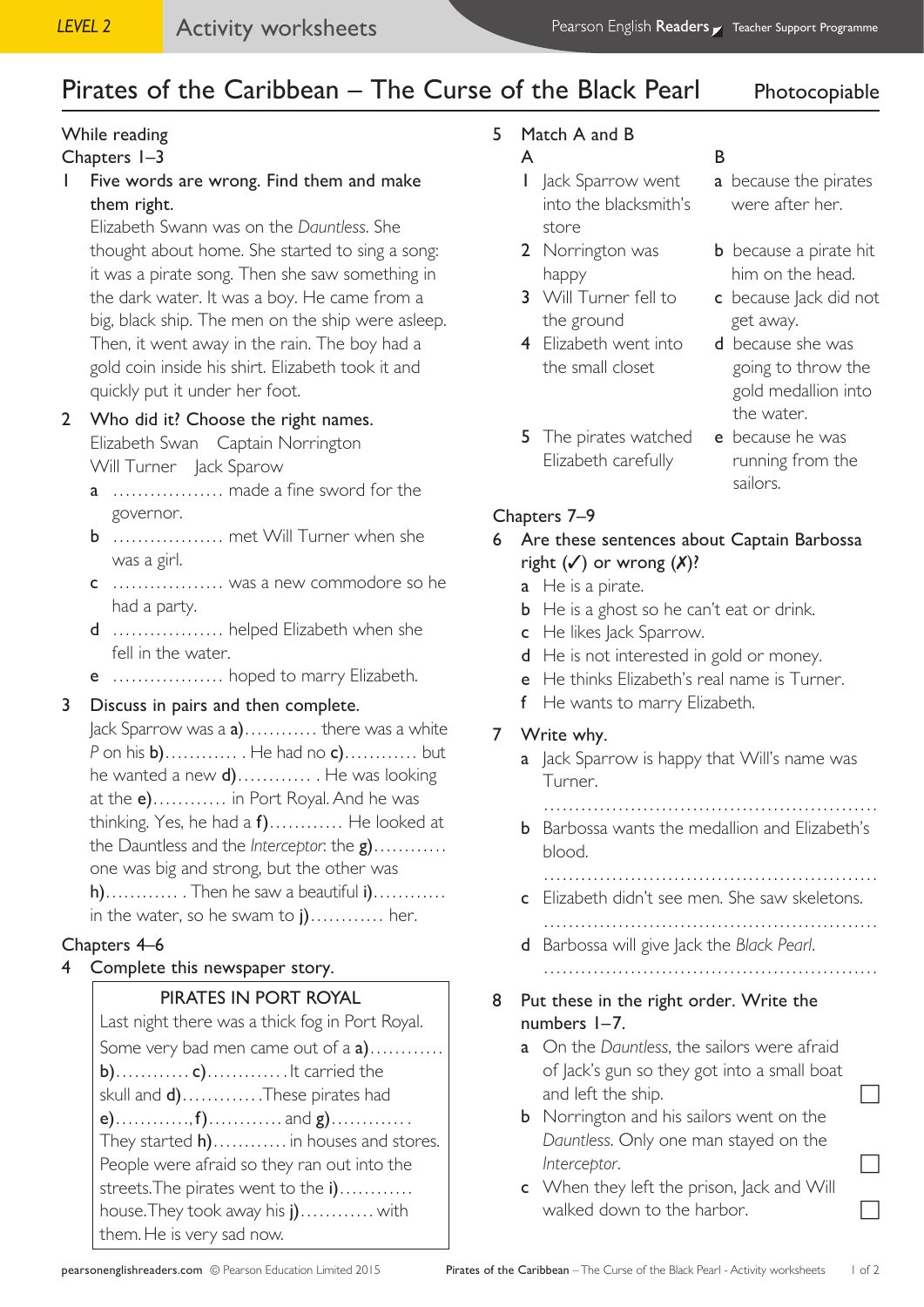# Pirates of the Caribbean – The Curse of the Black Pearl

Photocopiable

## While reading

### Chapters 1–3

1 **Five words are wrong. Find them and make them right.**

Elizabeth Swann was on the *Dauntless*. She thought about home. She started to sing a song: it was a pirate song. Then she saw something in the dark water. It was a boy. He came from a big, black ship. The men on the ship were asleep. Then, it went away in the rain. The boy had a gold coin inside his shirt. Elizabeth took it and quickly put it under her foot.

2 **Who did it? Choose the right names.**

Elizabeth Swan   Captain Norrington
Will Turner   Jack Sparow

- **a** .................. made a fine sword for the governor.
- **b** .................. met Will Turner when she was a girl.
- **c** .................. was a new commodore so he had a party.
- **d** .................. helped Elizabeth when she fell in the water.
- **e** .................. hoped to marry Elizabeth.

3 **Discuss in pairs and then complete.**

Jack Sparrow was a **a)**............ there was a white *P* on his **b)**............ . He had no **c)**............ but he wanted a new **d)**............ . He was looking at the **e)**............ in Port Royal. And he was thinking. Yes, he had a **f)**............ He looked at the Dauntless and the *Interceptor*: the **g)**............ one was big and strong, but the other was **h)**............ . Then he saw a beautiful **i)**............ in the water, so he swam to **j)**............ her.

### Chapters 4–6

4 **Complete this newspaper story.**

> PIRATES IN PORT ROYAL
>
> Last night there was a thick fog in Port Royal. Some very bad men came out of a **a)**............ **b)**............ **c)**.............It carried the skull and **d)**.............These pirates had **e)**............,**f)**............ and **g)**............. . They started **h)**............ in houses and stores. People were afraid so they ran out into the streets.The pirates went to the **i)**............ house.They took away his **j)**............ with them. He is very sad now.

5 **Match A and B**

| A | B |
|---|---|
| **1** Jack Sparrow went into the blacksmith's store | **a** because the pirates were after her. |
| **2** Norrington was happy | **b** because a pirate hit him on the head. |
| **3** Will Turner fell to the ground | **c** because Jack did not get away. |
| **4** Elizabeth went into the small closet | **d** because she was going to throw the gold medallion into the water. |
| **5** The pirates watched Elizabeth carefully | **e** because he was running from the sailors. |

### Chapters 7–9

6 **Are these sentences about Captain Barbossa right (✓) or wrong (✗)?**

- **a** He is a pirate.
- **b** He is a ghost so he can't eat or drink.
- **c** He likes Jack Sparrow.
- **d** He is not interested in gold or money.
- **e** He thinks Elizabeth's real name is Turner.
- **f** He wants to marry Elizabeth.

7 **Write why.**

- **a** Jack Sparrow is happy that Will's name was Turner.
  ......................................................
- **b** Barbossa wants the medallion and Elizabeth's blood.
  ......................................................
- **c** Elizabeth didn't see men. She saw skeletons.
  ......................................................
- **d** Barbossa will give Jack the *Black Pearl*.
  ......................................................

8 **Put these in the right order. Write the numbers 1–7.**

- **a** On the *Dauntless*, the sailors were afraid of Jack's gun so they got into a small boat and left the ship. ☐
- **b** Norrington and his sailors went on the *Dauntless*. Only one man stayed on the *Interceptor*. ☐
- **c** When they left the prison, Jack and Will walked down to the harbor. ☐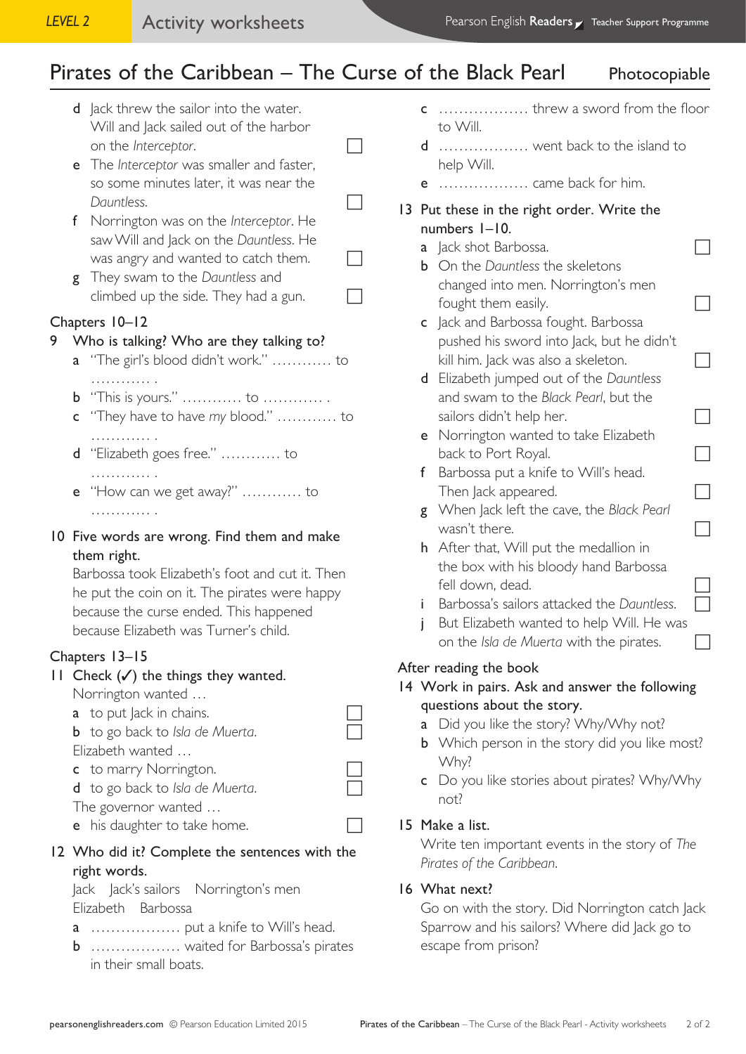# Pirates of the Caribbean – The Curse of the Black Pearl

Photocopiable

- **d** Jack threw the sailor into the water. Will and Jack sailed out of the harbor on the *Interceptor*. ☐
- **e** The *Interceptor* was smaller and faster, so some minutes later, it was near the *Dauntless*. ☐
- **f** Norrington was on the *Interceptor*. He saw Will and Jack on the *Dauntless*. He was angry and wanted to catch them. ☐
- **g** They swam to the *Dauntless* and climbed up the side. They had a gun. ☐

## Chapters 10–12

**9 Who is talking? Who are they talking to?**

- **a** "The girl's blood didn't work." ............ to ............ .
- **b** "This is yours." ............ to ............ .
- **c** "They have to have *my* blood." ............ to ............ .
- **d** "Elizabeth goes free." ............ to ............ .
- **e** "How can we get away?" ............ to ............ .

**10 Five words are wrong. Find them and make them right.**

Barbossa took Elizabeth's foot and cut it. Then he put the coin on it. The pirates were happy because the curse ended. This happened because Elizabeth was Turner's child.

## Chapters 13–15

**11 Check (✓) the things they wanted.**

Norrington wanted …

- **a** to put Jack in chains. ☐
- **b** to go back to *Isla de Muerta*. ☐

Elizabeth wanted …

- **c** to marry Norrington. ☐
- **d** to go back to *Isla de Muerta*. ☐

The governor wanted …

- **e** his daughter to take home. ☐

**12 Who did it? Complete the sentences with the right words.**

Jack   Jack's sailors   Norrington's men   Elizabeth   Barbossa

- **a** .................. put a knife to Will's head.
- **b** .................. waited for Barbossa's pirates in their small boats.
- **c** .................. threw a sword from the floor to Will.
- **d** .................. went back to the island to help Will.
- **e** .................. came back for him.

**13 Put these in the right order. Write the numbers 1–10.**

- **a** Jack shot Barbossa. ☐
- **b** On the *Dauntless* the skeletons changed into men. Norrington's men fought them easily. ☐
- **c** Jack and Barbossa fought. Barbossa pushed his sword into Jack, but he didn't kill him. Jack was also a skeleton. ☐
- **d** Elizabeth jumped out of the *Dauntless* and swam to the *Black Pearl*, but the sailors didn't help her. ☐
- **e** Norrington wanted to take Elizabeth back to Port Royal. ☐
- **f** Barbossa put a knife to Will's head. Then Jack appeared. ☐
- **g** When Jack left the cave, the *Black Pearl* wasn't there. ☐
- **h** After that, Will put the medallion in the box with his bloody hand Barbossa fell down, dead. ☐
- **i** Barbossa's sailors attacked the *Dauntless*. ☐
- **j** But Elizabeth wanted to help Will. He was on the *Isla de Muerta* with the pirates. ☐

## After reading the book

**14 Work in pairs. Ask and answer the following questions about the story.**

- **a** Did you like the story? Why/Why not?
- **b** Which person in the story did you like most? Why?
- **c** Do you like stories about pirates? Why/Why not?

**15 Make a list.**

Write ten important events in the story of *The Pirates of the Caribbean*.

**16 What next?**

Go on with the story. Did Norrington catch Jack Sparrow and his sailors? Where did Jack go to escape from prison?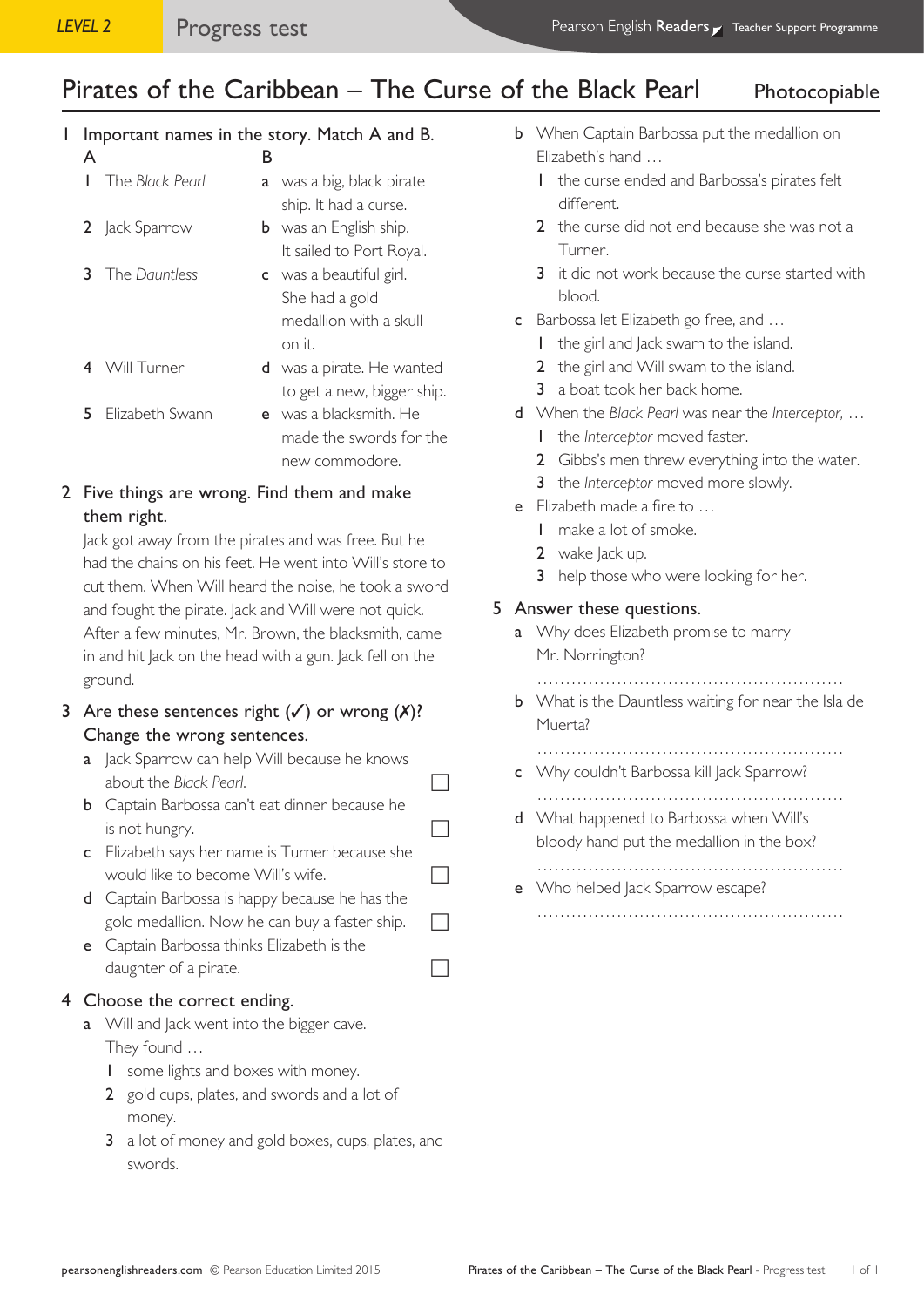# Pirates of the Caribbean – The Curse of the Black Pearl

Photocopiable

## 1 Important names in the story. Match A and B.

| A | B |
|---|---|
| 1 The *Black Pearl* | a was a big, black pirate ship. It had a curse. |
| 2 Jack Sparrow | b was an English ship. It sailed to Port Royal. |
| 3 The *Dauntless* | c was a beautiful girl. She had a gold medallion with a skull on it. |
| 4 Will Turner | d was a pirate. He wanted to get a new, bigger ship. |
| 5 Elizabeth Swann | e was a blacksmith. He made the swords for the new commodore. |

## 2 Five things are wrong. Find them and make them right.

Jack got away from the pirates and was free. But he had the chains on his feet. He went into Will's store to cut them. When Will heard the noise, he took a sword and fought the pirate. Jack and Will were not quick. After a few minutes, Mr. Brown, the blacksmith, came in and hit Jack on the head with a gun. Jack fell on the ground.

## 3 Are these sentences right (✓) or wrong (✗)? Change the wrong sentences.

a Jack Sparrow can help Will because he knows about the *Black Pearl*. ☐

b Captain Barbossa can't eat dinner because he is not hungry. ☐

c Elizabeth says her name is Turner because she would like to become Will's wife. ☐

d Captain Barbossa is happy because he has the gold medallion. Now he can buy a faster ship. ☐

e Captain Barbossa thinks Elizabeth is the daughter of a pirate. ☐

## 4 Choose the correct ending.

a Will and Jack went into the bigger cave. They found …
  1 some lights and boxes with money.
  2 gold cups, plates, and swords and a lot of money.
  3 a lot of money and gold boxes, cups, plates, and swords.

b When Captain Barbossa put the medallion on Elizabeth's hand …
  1 the curse ended and Barbossa's pirates felt different.
  2 the curse did not end because she was not a Turner.
  3 it did not work because the curse started with blood.

c Barbossa let Elizabeth go free, and …
  1 the girl and Jack swam to the island.
  2 the girl and Will swam to the island.
  3 a boat took her back home.

d When the *Black Pearl* was near the *Interceptor*, …
  1 the *Interceptor* moved faster.
  2 Gibbs's men threw everything into the water.
  3 the *Interceptor* moved more slowly.

e Elizabeth made a fire to …
  1 make a lot of smoke.
  2 wake Jack up.
  3 help those who were looking for her.

## 5 Answer these questions.

a Why does Elizabeth promise to marry Mr. Norrington?

.....................................................

b What is the Dauntless waiting for near the Isla de Muerta?

.....................................................

c Why couldn't Barbossa kill Jack Sparrow?

.....................................................

d What happened to Barbossa when Will's bloody hand put the medallion in the box?

.....................................................

e Who helped Jack Sparrow escape?

.....................................................